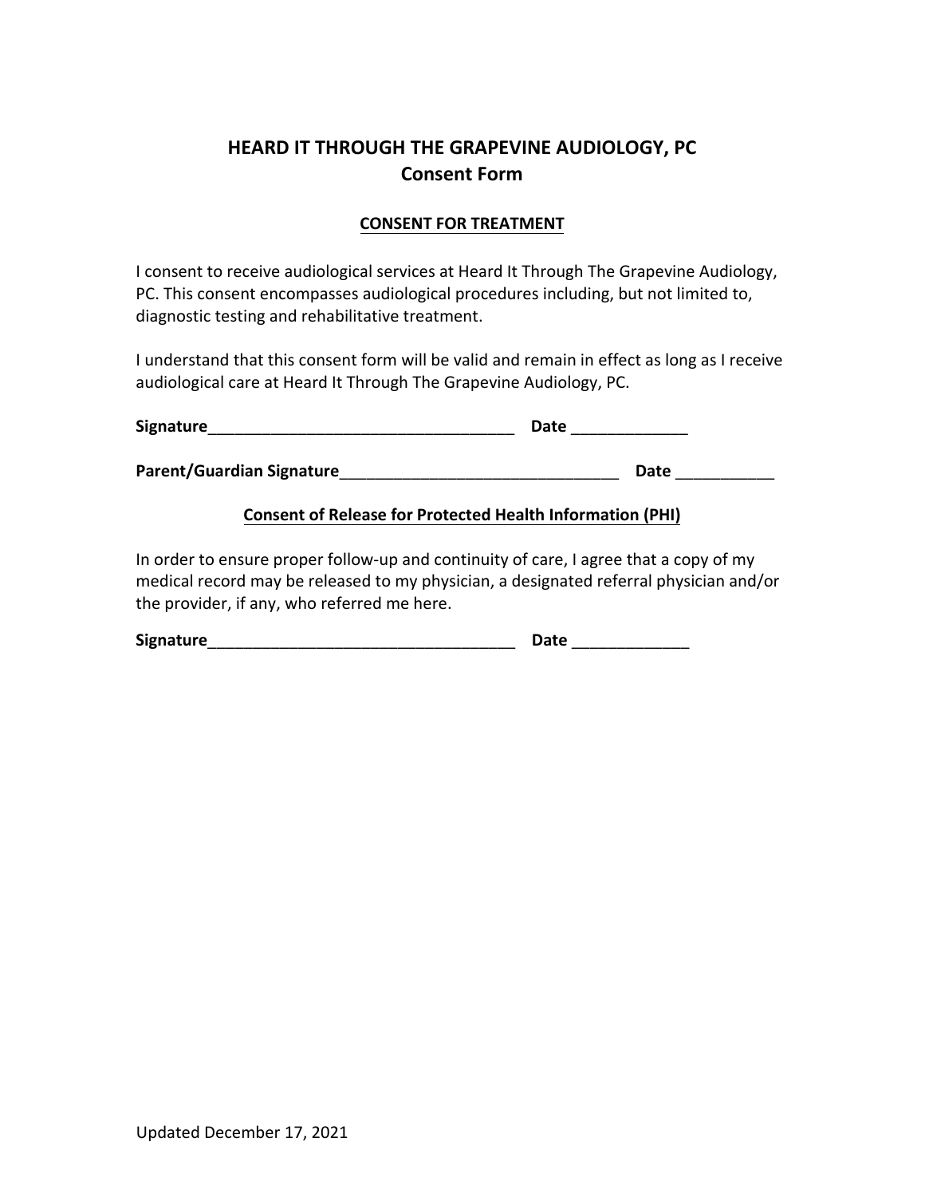# HEARD IT THROUGH THE GRAPEVINE AUDIOLOGY, PC
## Consent Form

### CONSENT FOR TREATMENT

I consent to receive audiological services at Heard It Through The Grapevine Audiology, PC. This consent encompasses audiological procedures including, but not limited to, diagnostic testing and rehabilitative treatment.

I understand that this consent form will be valid and remain in effect as long as I receive audiological care at Heard It Through The Grapevine Audiology, PC.

**Signature**__________________________________ **Date** _____________

**Parent/Guardian Signature**_______________________________ **Date** ___________

### Consent of Release for Protected Health Information (PHI)

In order to ensure proper follow-up and continuity of care, I agree that a copy of my medical record may be released to my physician, a designated referral physician and/or the provider, if any, who referred me here.

**Signature**__________________________________ **Date** _____________

Updated December 17, 2021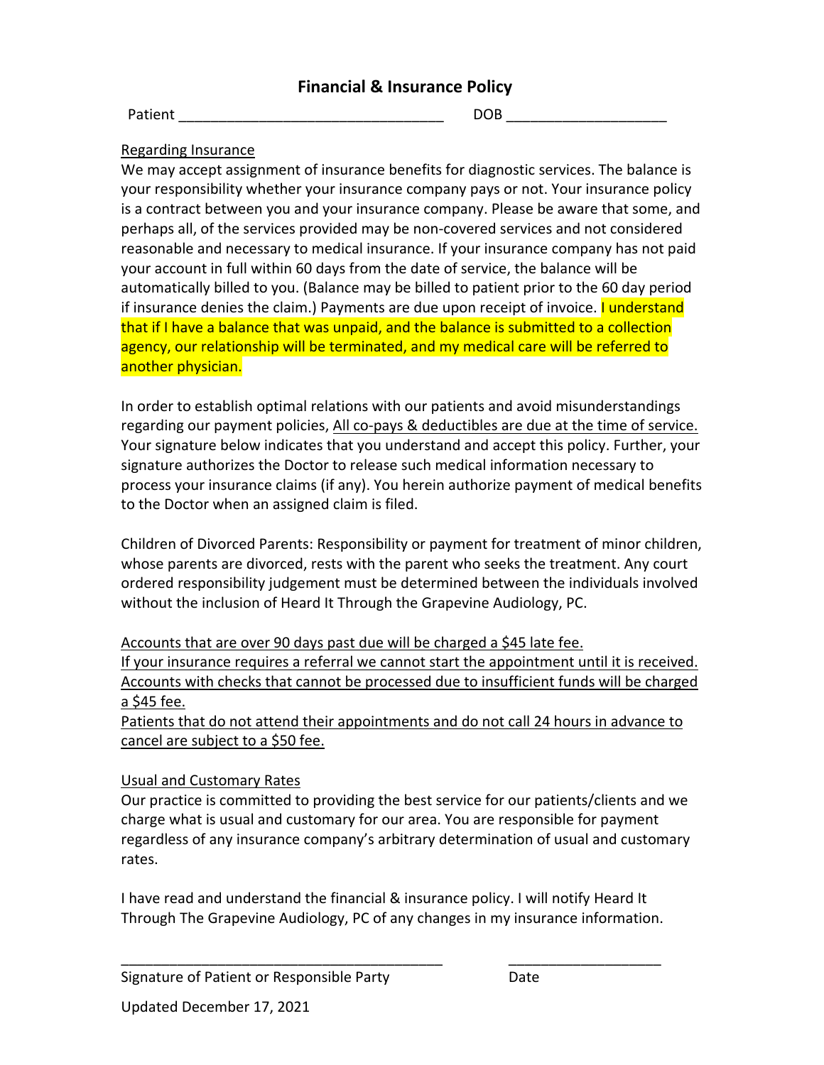## Financial & Insurance Policy

Patient ________________________________ DOB ___________________

Regarding Insurance

We may accept assignment of insurance benefits for diagnostic services. The balance is your responsibility whether your insurance company pays or not. Your insurance policy is a contract between you and your insurance company. Please be aware that some, and perhaps all, of the services provided may be non-covered services and not considered reasonable and necessary to medical insurance. If your insurance company has not paid your account in full within 60 days from the date of service, the balance will be automatically billed to you. (Balance may be billed to patient prior to the 60 day period if insurance denies the claim.) Payments are due upon receipt of invoice. I understand that if I have a balance that was unpaid, and the balance is submitted to a collection agency, our relationship will be terminated, and my medical care will be referred to another physician.

In order to establish optimal relations with our patients and avoid misunderstandings regarding our payment policies, All co-pays & deductibles are due at the time of service. Your signature below indicates that you understand and accept this policy. Further, your signature authorizes the Doctor to release such medical information necessary to process your insurance claims (if any). You herein authorize payment of medical benefits to the Doctor when an assigned claim is filed.

Children of Divorced Parents: Responsibility or payment for treatment of minor children, whose parents are divorced, rests with the parent who seeks the treatment. Any court ordered responsibility judgement must be determined between the individuals involved without the inclusion of Heard It Through the Grapevine Audiology, PC.

Accounts that are over 90 days past due will be charged a $45 late fee.
If your insurance requires a referral we cannot start the appointment until it is received.
Accounts with checks that cannot be processed due to insufficient funds will be charged a $45 fee.
Patients that do not attend their appointments and do not call 24 hours in advance to cancel are subject to a $50 fee.

Usual and Customary Rates

Our practice is committed to providing the best service for our patients/clients and we charge what is usual and customary for our area. You are responsible for payment regardless of any insurance company's arbitrary determination of usual and customary rates.

I have read and understand the financial & insurance policy. I will notify Heard It Through The Grapevine Audiology, PC of any changes in my insurance information.

________________________________________ ___________________

Signature of Patient or Responsible Party Date

Updated December 17, 2021